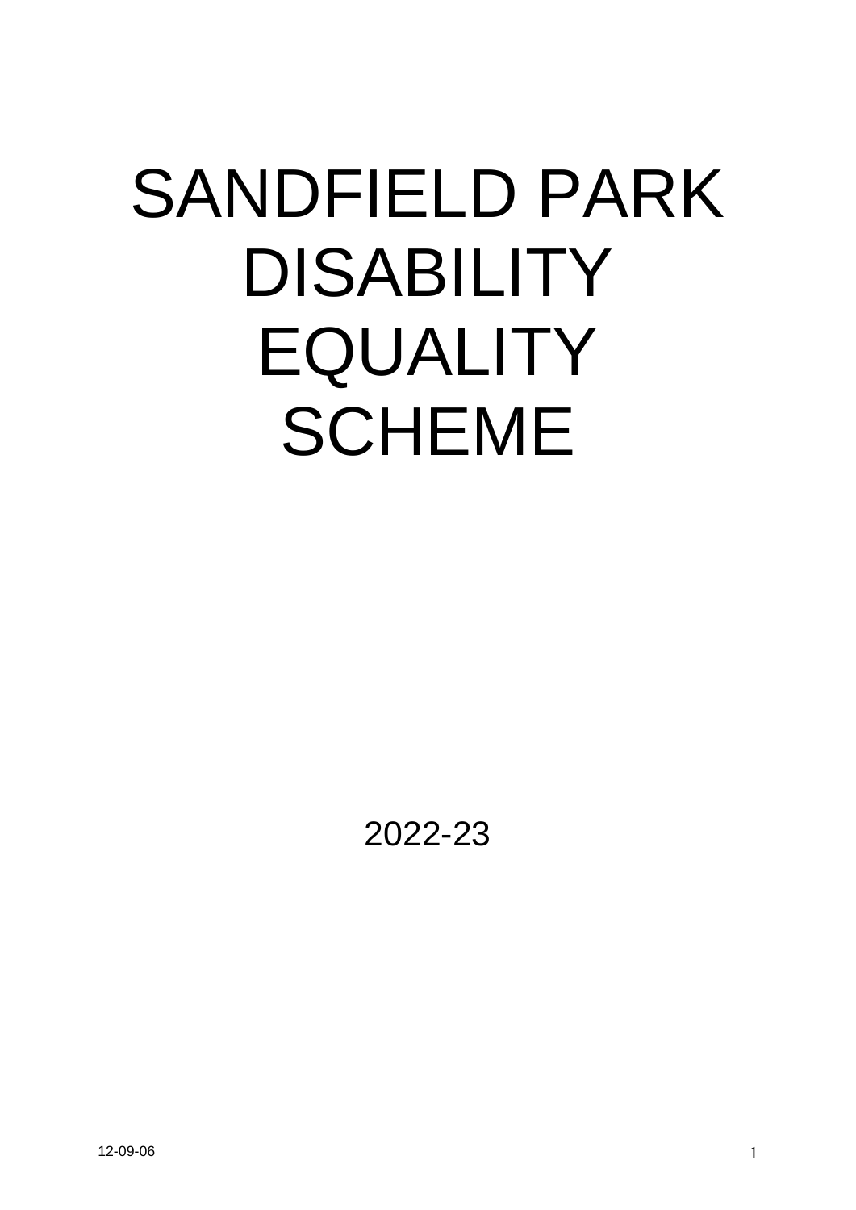# SANDFIELD PARK DISABILITY EQUALITY SCHEME

2022-23

12-09-06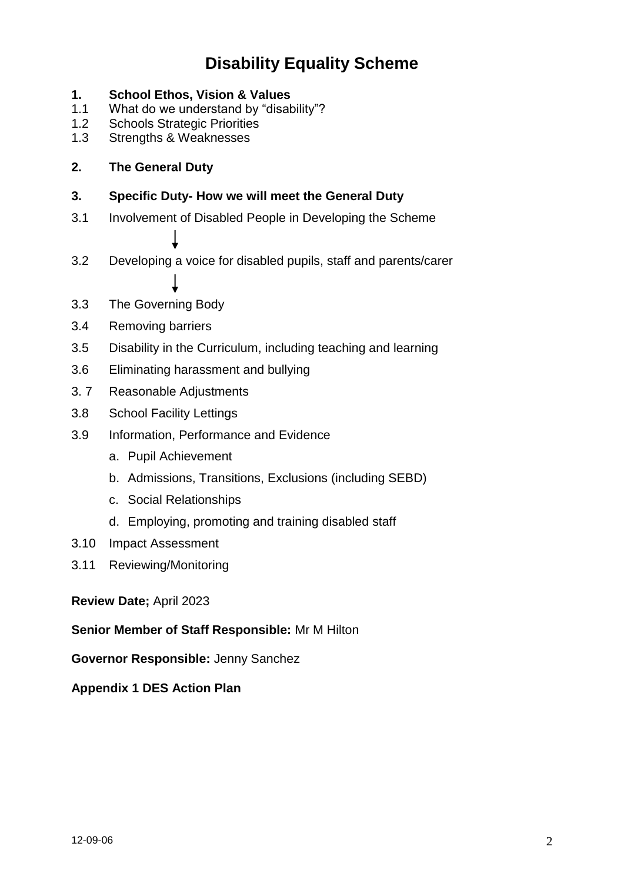# Disability Equality Scheme

**1. School Ethos, Vision & Values**

1.1 What do we understand by "disability"?

1.2 Schools Strategic Priorities

1.3 Strengths & Weaknesses

**2. The General Duty**

**3. Specific Duty- How we will meet the General Duty**

3.1 Involvement of Disabled People in Developing the Scheme

↓

3.2 Developing a voice for disabled pupils, staff and parents/carer

↓

3.3 The Governing Body

3.4 Removing barriers

3.5 Disability in the Curriculum, including teaching and learning

3.6 Eliminating harassment and bullying

3. 7 Reasonable Adjustments

3.8 School Facility Lettings

3.9 Information, Performance and Evidence

a. Pupil Achievement

b. Admissions, Transitions, Exclusions (including SEBD)

c. Social Relationships

d. Employing, promoting and training disabled staff

3.10 Impact Assessment

3.11 Reviewing/Monitoring

**Review Date;** April 2023

**Senior Member of Staff Responsible:** Mr M Hilton

**Governor Responsible:** Jenny Sanchez

**Appendix 1 DES Action Plan**

12-09-06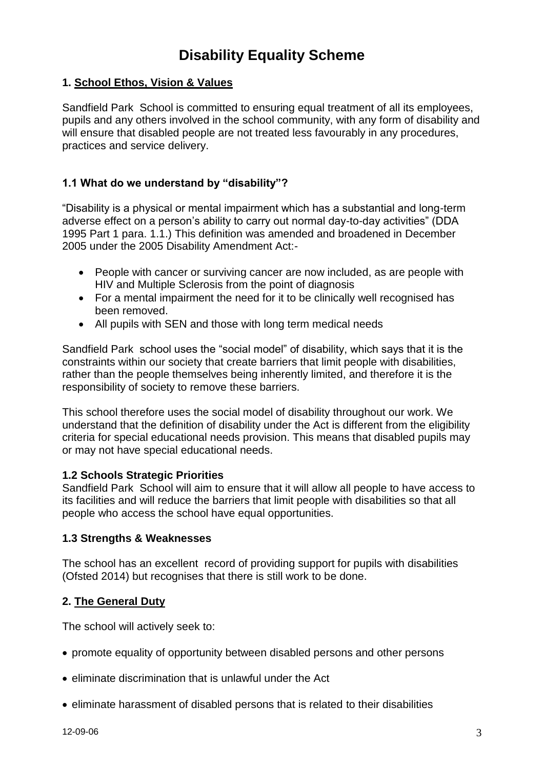# Disability Equality Scheme

## 1. School Ethos, Vision & Values

Sandfield Park School is committed to ensuring equal treatment of all its employees, pupils and any others involved in the school community, with any form of disability and will ensure that disabled people are not treated less favourably in any procedures, practices and service delivery.

### 1.1 What do we understand by "disability"?

"Disability is a physical or mental impairment which has a substantial and long-term adverse effect on a person's ability to carry out normal day-to-day activities" (DDA 1995 Part 1 para. 1.1.) This definition was amended and broadened in December 2005 under the 2005 Disability Amendment Act:-

- People with cancer or surviving cancer are now included, as are people with HIV and Multiple Sclerosis from the point of diagnosis
- For a mental impairment the need for it to be clinically well recognised has been removed.
- All pupils with SEN and those with long term medical needs

Sandfield Park school uses the "social model" of disability, which says that it is the constraints within our society that create barriers that limit people with disabilities, rather than the people themselves being inherently limited, and therefore it is the responsibility of society to remove these barriers.

This school therefore uses the social model of disability throughout our work. We understand that the definition of disability under the Act is different from the eligibility criteria for special educational needs provision. This means that disabled pupils may or may not have special educational needs.

### 1.2 Schools Strategic Priorities

Sandfield Park School will aim to ensure that it will allow all people to have access to its facilities and will reduce the barriers that limit people with disabilities so that all people who access the school have equal opportunities.

### 1.3 Strengths & Weaknesses

The school has an excellent record of providing support for pupils with disabilities (Ofsted 2014) but recognises that there is still work to be done.

## 2. The General Duty

The school will actively seek to:

- promote equality of opportunity between disabled persons and other persons
- eliminate discrimination that is unlawful under the Act
- eliminate harassment of disabled persons that is related to their disabilities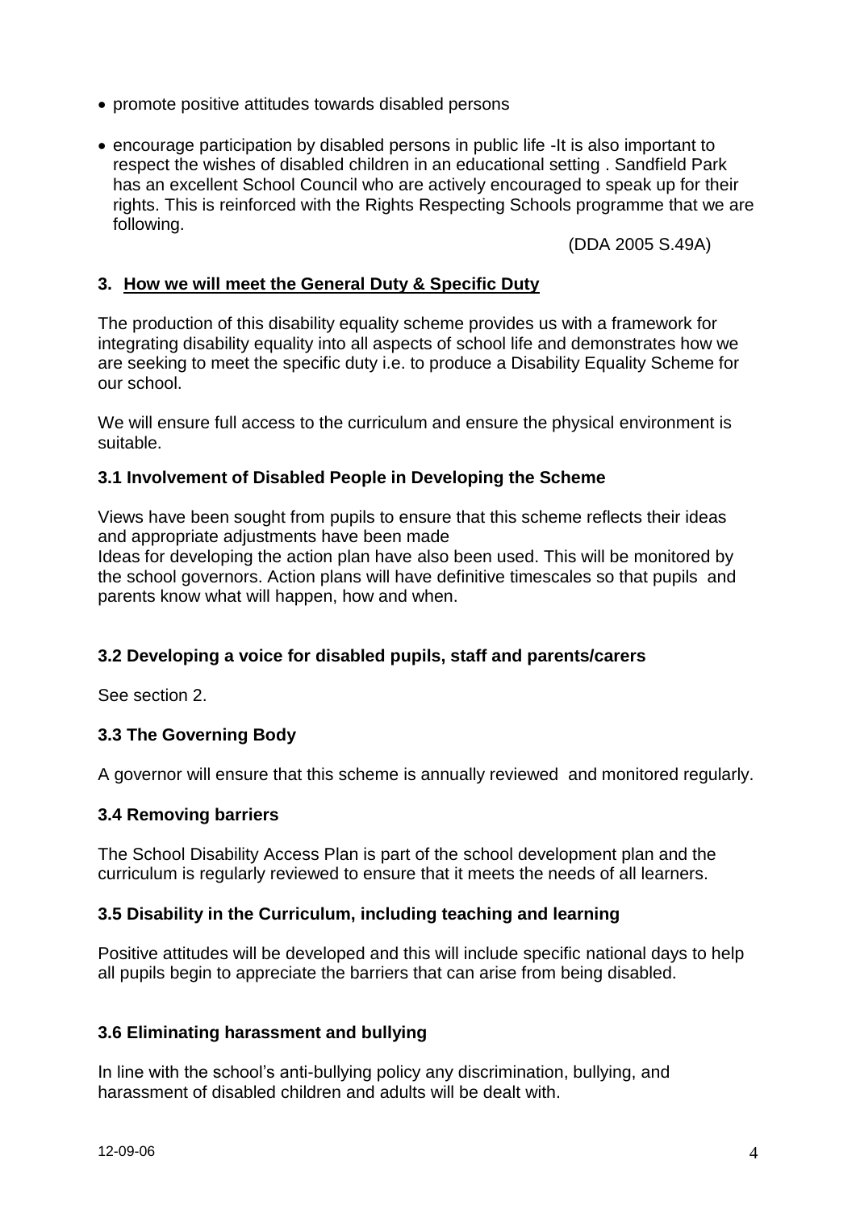- promote positive attitudes towards disabled persons
- encourage participation by disabled persons in public life -It is also important to respect the wishes of disabled children in an educational setting . Sandfield Park has an excellent School Council who are actively encouraged to speak up for their rights. This is reinforced with the Rights Respecting Schools programme that we are following.

(DDA 2005 S.49A)

## 3. How we will meet the General Duty & Specific Duty

The production of this disability equality scheme provides us with a framework for integrating disability equality into all aspects of school life and demonstrates how we are seeking to meet the specific duty i.e. to produce a Disability Equality Scheme for our school.

We will ensure full access to the curriculum and ensure the physical environment is suitable.

### 3.1 Involvement of Disabled People in Developing the Scheme

Views have been sought from pupils to ensure that this scheme reflects their ideas and appropriate adjustments have been made
Ideas for developing the action plan have also been used. This will be monitored by the school governors. Action plans will have definitive timescales so that pupils and parents know what will happen, how and when.

### 3.2 Developing a voice for disabled pupils, staff and parents/carers

See section 2.

### 3.3 The Governing Body

A governor will ensure that this scheme is annually reviewed and monitored regularly.

### 3.4 Removing barriers

The School Disability Access Plan is part of the school development plan and the curriculum is regularly reviewed to ensure that it meets the needs of all learners.

### 3.5 Disability in the Curriculum, including teaching and learning

Positive attitudes will be developed and this will include specific national days to help all pupils begin to appreciate the barriers that can arise from being disabled.

### 3.6 Eliminating harassment and bullying

In line with the school's anti-bullying policy any discrimination, bullying, and harassment of disabled children and adults will be dealt with.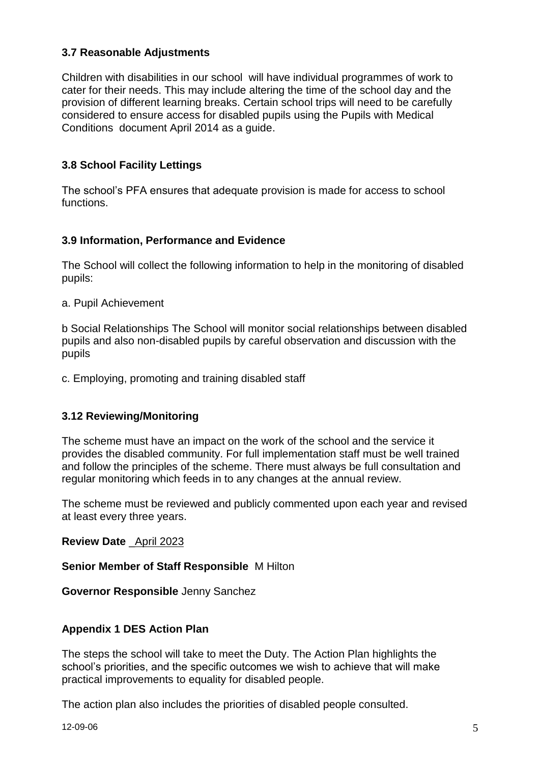### 3.7 Reasonable Adjustments

Children with disabilities in our school will have individual programmes of work to cater for their needs. This may include altering the time of the school day and the provision of different learning breaks. Certain school trips will need to be carefully considered to ensure access for disabled pupils using the Pupils with Medical Conditions document April 2014 as a guide.

### 3.8 School Facility Lettings

The school's PFA ensures that adequate provision is made for access to school functions.

### 3.9 Information, Performance and Evidence

The School will collect the following information to help in the monitoring of disabled pupils:

a. Pupil Achievement

b Social Relationships The School will monitor social relationships between disabled pupils and also non-disabled pupils by careful observation and discussion with the pupils

c. Employing, promoting and training disabled staff

### 3.12 Reviewing/Monitoring

The scheme must have an impact on the work of the school and the service it provides the disabled community. For full implementation staff must be well trained and follow the principles of the scheme. There must always be full consultation and regular monitoring which feeds in to any changes at the annual review.

The scheme must be reviewed and publicly commented upon each year and revised at least every three years.

**Review Date** April 2023

**Senior Member of Staff Responsible** M Hilton

**Governor Responsible** Jenny Sanchez

### Appendix 1 DES Action Plan

The steps the school will take to meet the Duty. The Action Plan highlights the school's priorities, and the specific outcomes we wish to achieve that will make practical improvements to equality for disabled people.

The action plan also includes the priorities of disabled people consulted.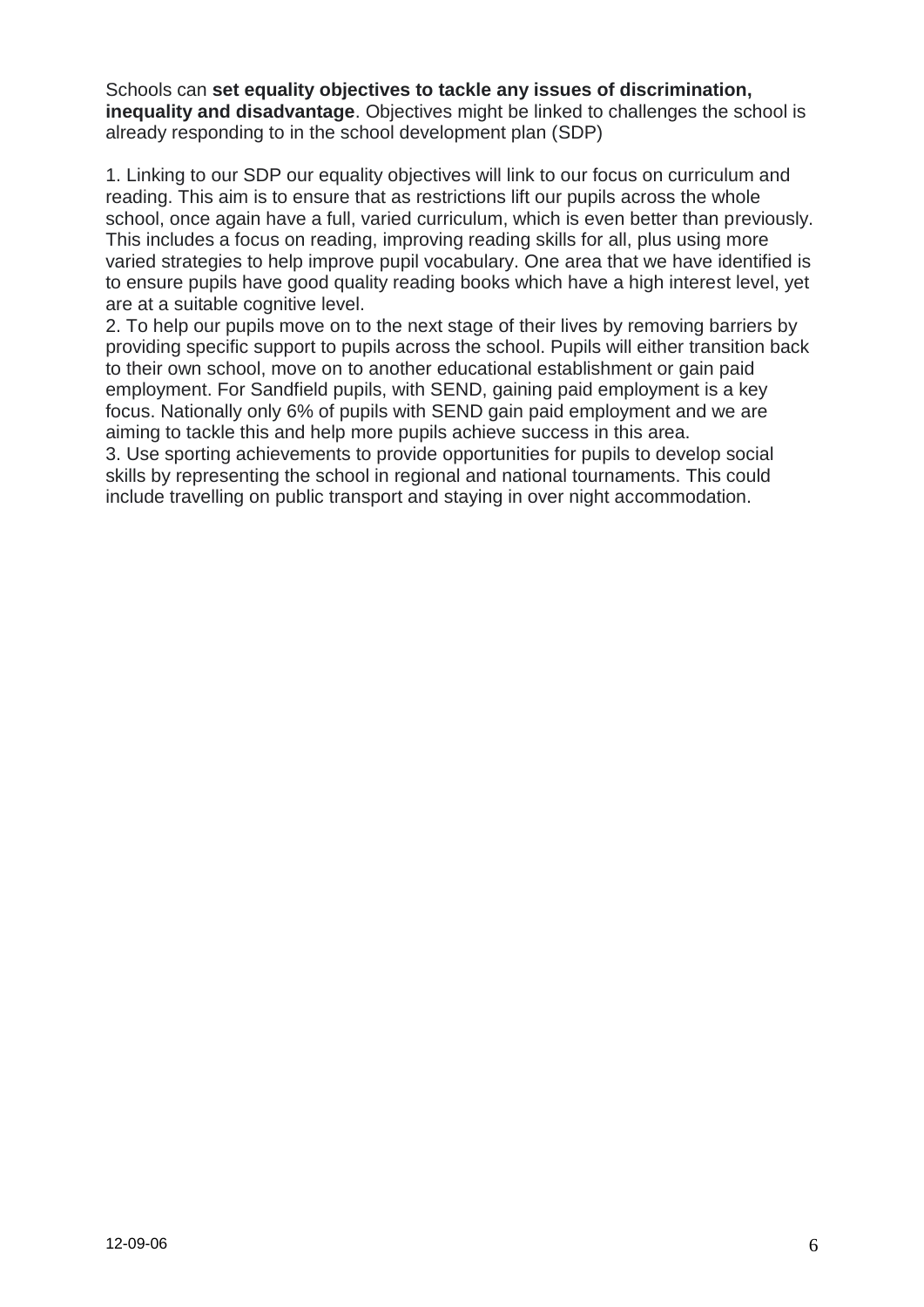Schools can **set equality objectives to tackle any issues of discrimination, inequality and disadvantage**. Objectives might be linked to challenges the school is already responding to in the school development plan (SDP)

1. Linking to our SDP our equality objectives will link to our focus on curriculum and reading. This aim is to ensure that as restrictions lift our pupils across the whole school, once again have a full, varied curriculum, which is even better than previously. This includes a focus on reading, improving reading skills for all, plus using more varied strategies to help improve pupil vocabulary. One area that we have identified is to ensure pupils have good quality reading books which have a high interest level, yet are at a suitable cognitive level.
2. To help our pupils move on to the next stage of their lives by removing barriers by providing specific support to pupils across the school. Pupils will either transition back to their own school, move on to another educational establishment or gain paid employment. For Sandfield pupils, with SEND, gaining paid employment is a key focus. Nationally only 6% of pupils with SEND gain paid employment and we are aiming to tackle this and help more pupils achieve success in this area.
3. Use sporting achievements to provide opportunities for pupils to develop social skills by representing the school in regional and national tournaments. This could include travelling on public transport and staying in over night accommodation.

12-09-06